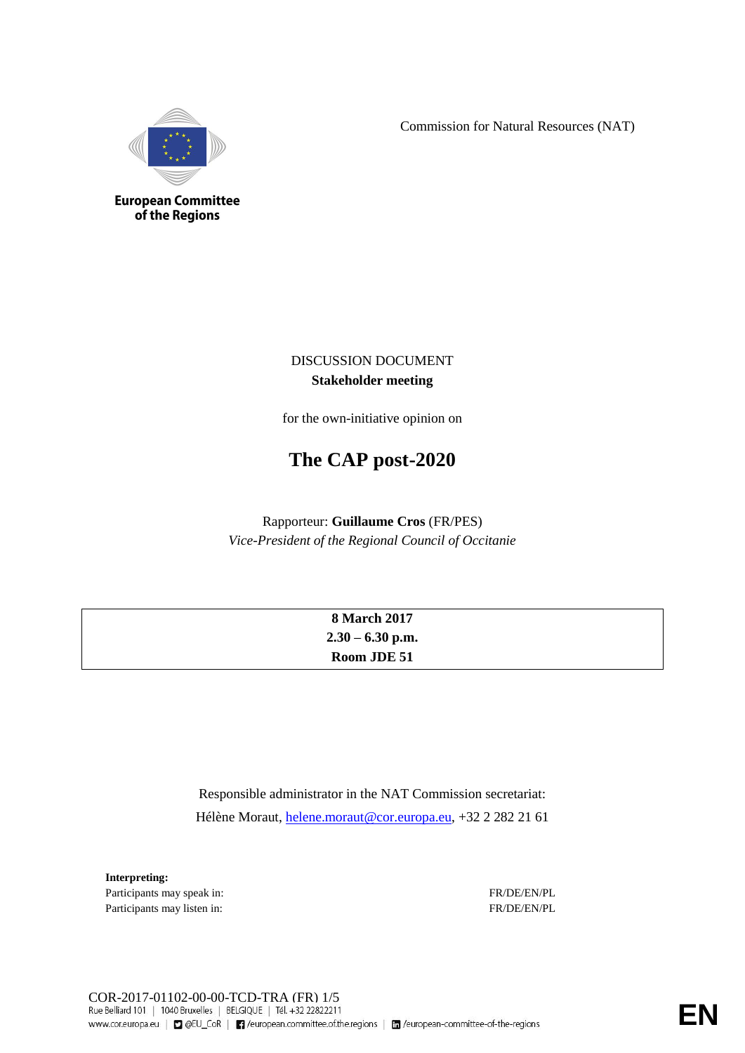European Committee of the Regions

Commission for Natural Resources (NAT)

DISCUSSION DOCUMENT
**Stakeholder meeting**

for the own-initiative opinion on

# The CAP post-2020

Rapporteur: **Guillaume Cros** (FR/PES)
*Vice-President of the Regional Council of Occitanie*

| **8 March 2017** |
|---|
| **2.30 – 6.30 p.m.** |
| **Room JDE 51** |

Responsible administrator in the NAT Commission secretariat:
Hélène Moraut, helene.moraut@cor.europa.eu, +32 2 282 21 61

**Interpreting:**

| | |
|---|---|
| Participants may speak in: | FR/DE/EN/PL |
| Participants may listen in: | FR/DE/EN/PL |

COR-2017-01102-00-00-TCD-TRA (FR)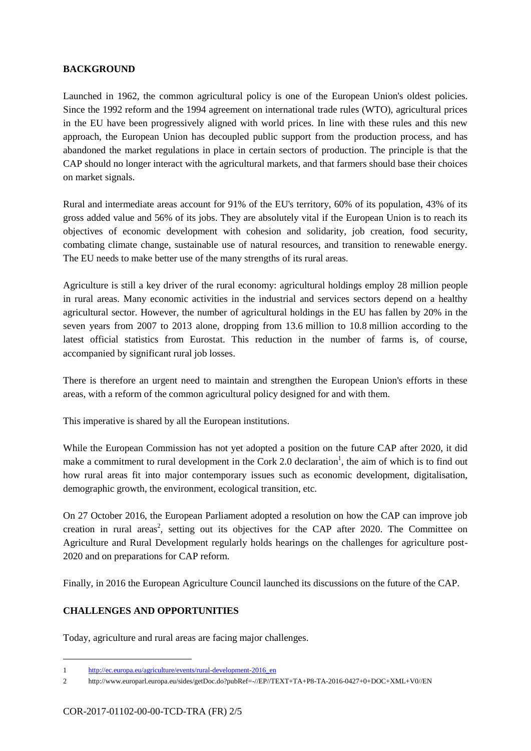**BACKGROUND**

Launched in 1962, the common agricultural policy is one of the European Union's oldest policies. Since the 1992 reform and the 1994 agreement on international trade rules (WTO), agricultural prices in the EU have been progressively aligned with world prices. In line with these rules and this new approach, the European Union has decoupled public support from the production process, and has abandoned the market regulations in place in certain sectors of production. The principle is that the CAP should no longer interact with the agricultural markets, and that farmers should base their choices on market signals.

Rural and intermediate areas account for 91% of the EU's territory, 60% of its population, 43% of its gross added value and 56% of its jobs. They are absolutely vital if the European Union is to reach its objectives of economic development with cohesion and solidarity, job creation, food security, combating climate change, sustainable use of natural resources, and transition to renewable energy. The EU needs to make better use of the many strengths of its rural areas.

Agriculture is still a key driver of the rural economy: agricultural holdings employ 28 million people in rural areas. Many economic activities in the industrial and services sectors depend on a healthy agricultural sector. However, the number of agricultural holdings in the EU has fallen by 20% in the seven years from 2007 to 2013 alone, dropping from 13.6 million to 10.8 million according to the latest official statistics from Eurostat. This reduction in the number of farms is, of course, accompanied by significant rural job losses.

There is therefore an urgent need to maintain and strengthen the European Union's efforts in these areas, with a reform of the common agricultural policy designed for and with them.

This imperative is shared by all the European institutions.

While the European Commission has not yet adopted a position on the future CAP after 2020, it did make a commitment to rural development in the Cork 2.0 declaration[1], the aim of which is to find out how rural areas fit into major contemporary issues such as economic development, digitalisation, demographic growth, the environment, ecological transition, etc.

On 27 October 2016, the European Parliament adopted a resolution on how the CAP can improve job creation in rural areas[2], setting out its objectives for the CAP after 2020. The Committee on Agriculture and Rural Development regularly holds hearings on the challenges for agriculture post-2020 and on preparations for CAP reform.

Finally, in 2016 the European Agriculture Council launched its discussions on the future of the CAP.

**CHALLENGES AND OPPORTUNITIES**

Today, agriculture and rural areas are facing major challenges.

---

1 http://ec.europa.eu/agriculture/events/rural-development-2016_en

2 http://www.europarl.europa.eu/sides/getDoc.do?pubRef=-//EP//TEXT+TA+P8-TA-2016-0427+0+DOC+XML+V0//EN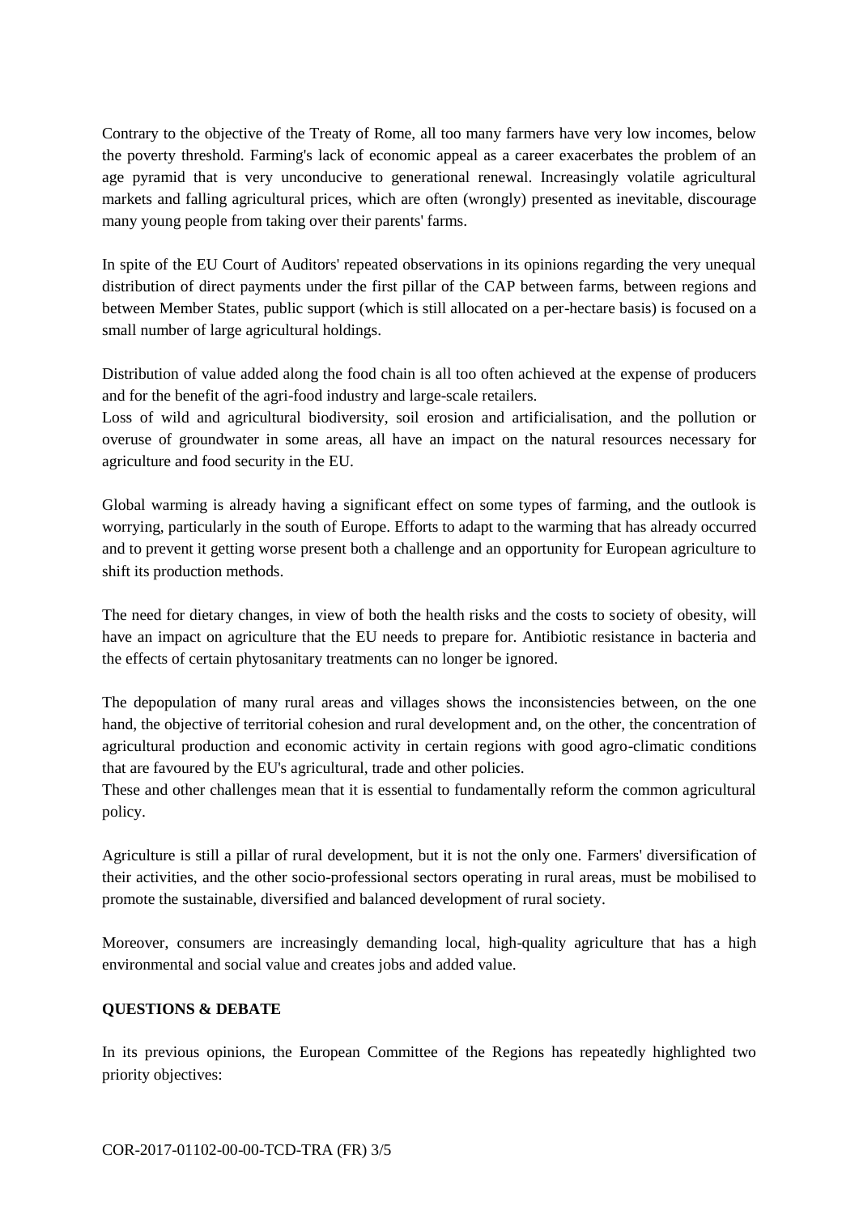Contrary to the objective of the Treaty of Rome, all too many farmers have very low incomes, below the poverty threshold. Farming's lack of economic appeal as a career exacerbates the problem of an age pyramid that is very unconducive to generational renewal. Increasingly volatile agricultural markets and falling agricultural prices, which are often (wrongly) presented as inevitable, discourage many young people from taking over their parents' farms.

In spite of the EU Court of Auditors' repeated observations in its opinions regarding the very unequal distribution of direct payments under the first pillar of the CAP between farms, between regions and between Member States, public support (which is still allocated on a per-hectare basis) is focused on a small number of large agricultural holdings.

Distribution of value added along the food chain is all too often achieved at the expense of producers and for the benefit of the agri-food industry and large-scale retailers.

Loss of wild and agricultural biodiversity, soil erosion and artificialisation, and the pollution or overuse of groundwater in some areas, all have an impact on the natural resources necessary for agriculture and food security in the EU.

Global warming is already having a significant effect on some types of farming, and the outlook is worrying, particularly in the south of Europe. Efforts to adapt to the warming that has already occurred and to prevent it getting worse present both a challenge and an opportunity for European agriculture to shift its production methods.

The need for dietary changes, in view of both the health risks and the costs to society of obesity, will have an impact on agriculture that the EU needs to prepare for. Antibiotic resistance in bacteria and the effects of certain phytosanitary treatments can no longer be ignored.

The depopulation of many rural areas and villages shows the inconsistencies between, on the one hand, the objective of territorial cohesion and rural development and, on the other, the concentration of agricultural production and economic activity in certain regions with good agro-climatic conditions that are favoured by the EU's agricultural, trade and other policies.

These and other challenges mean that it is essential to fundamentally reform the common agricultural policy.

Agriculture is still a pillar of rural development, but it is not the only one. Farmers' diversification of their activities, and the other socio-professional sectors operating in rural areas, must be mobilised to promote the sustainable, diversified and balanced development of rural society.

Moreover, consumers are increasingly demanding local, high-quality agriculture that has a high environmental and social value and creates jobs and added value.

**QUESTIONS & DEBATE**

In its previous opinions, the European Committee of the Regions has repeatedly highlighted two priority objectives: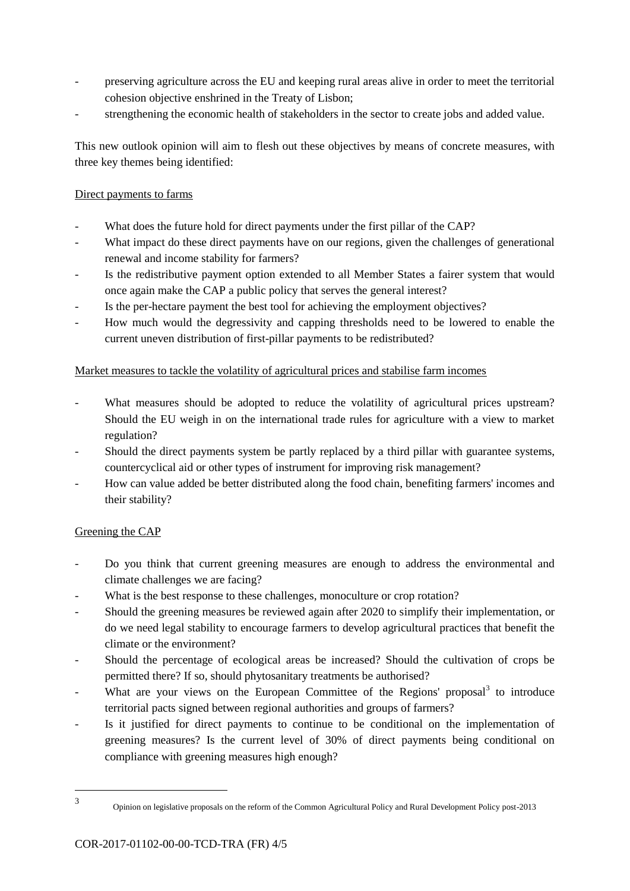- preserving agriculture across the EU and keeping rural areas alive in order to meet the territorial cohesion objective enshrined in the Treaty of Lisbon;
- strengthening the economic health of stakeholders in the sector to create jobs and added value.

This new outlook opinion will aim to flesh out these objectives by means of concrete measures, with three key themes being identified:

<u>Direct payments to farms</u>

- What does the future hold for direct payments under the first pillar of the CAP?
- What impact do these direct payments have on our regions, given the challenges of generational renewal and income stability for farmers?
- Is the redistributive payment option extended to all Member States a fairer system that would once again make the CAP a public policy that serves the general interest?
- Is the per-hectare payment the best tool for achieving the employment objectives?
- How much would the degressivity and capping thresholds need to be lowered to enable the current uneven distribution of first-pillar payments to be redistributed?

<u>Market measures to tackle the volatility of agricultural prices and stabilise farm incomes</u>

- What measures should be adopted to reduce the volatility of agricultural prices upstream? Should the EU weigh in on the international trade rules for agriculture with a view to market regulation?
- Should the direct payments system be partly replaced by a third pillar with guarantee systems, countercyclical aid or other types of instrument for improving risk management?
- How can value added be better distributed along the food chain, benefiting farmers' incomes and their stability?

<u>Greening the CAP</u>

- Do you think that current greening measures are enough to address the environmental and climate challenges we are facing?
- What is the best response to these challenges, monoculture or crop rotation?
- Should the greening measures be reviewed again after 2020 to simplify their implementation, or do we need legal stability to encourage farmers to develop agricultural practices that benefit the climate or the environment?
- Should the percentage of ecological areas be increased? Should the cultivation of crops be permitted there? If so, should phytosanitary treatments be authorised?
- What are your views on the European Committee of the Regions' proposal[3] to introduce territorial pacts signed between regional authorities and groups of farmers?
- Is it justified for direct payments to continue to be conditional on the implementation of greening measures? Is the current level of 30% of direct payments being conditional on compliance with greening measures high enough?

---

[3] Opinion on legislative proposals on the reform of the Common Agricultural Policy and Rural Development Policy post-2013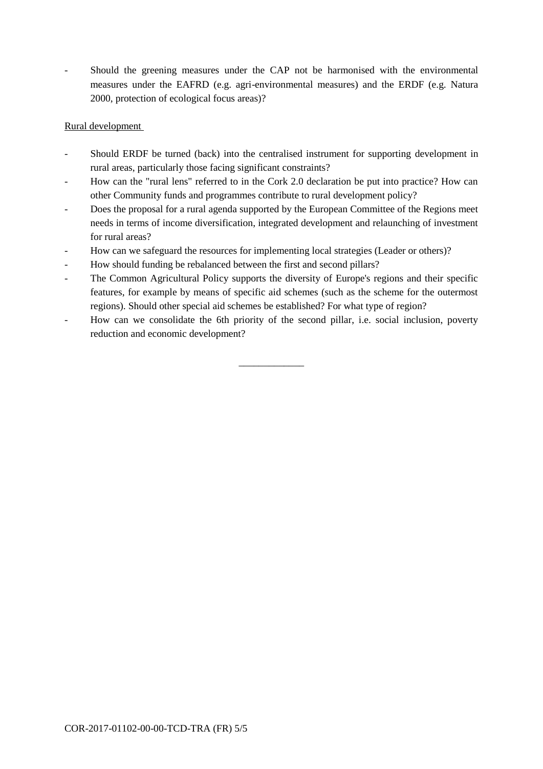- Should the greening measures under the CAP not be harmonised with the environmental measures under the EAFRD (e.g. agri-environmental measures) and the ERDF (e.g. Natura 2000, protection of ecological focus areas)?

<u>Rural development</u>

- Should ERDF be turned (back) into the centralised instrument for supporting development in rural areas, particularly those facing significant constraints?
- How can the "rural lens" referred to in the Cork 2.0 declaration be put into practice? How can other Community funds and programmes contribute to rural development policy?
- Does the proposal for a rural agenda supported by the European Committee of the Regions meet needs in terms of income diversification, integrated development and relaunching of investment for rural areas?
- How can we safeguard the resources for implementing local strategies (Leader or others)?
- How should funding be rebalanced between the first and second pillars?
- The Common Agricultural Policy supports the diversity of Europe's regions and their specific features, for example by means of specific aid schemes (such as the scheme for the outermost regions). Should other special aid schemes be established? For what type of region?
- How can we consolidate the 6th priority of the second pillar, i.e. social inclusion, poverty reduction and economic development?

_____________